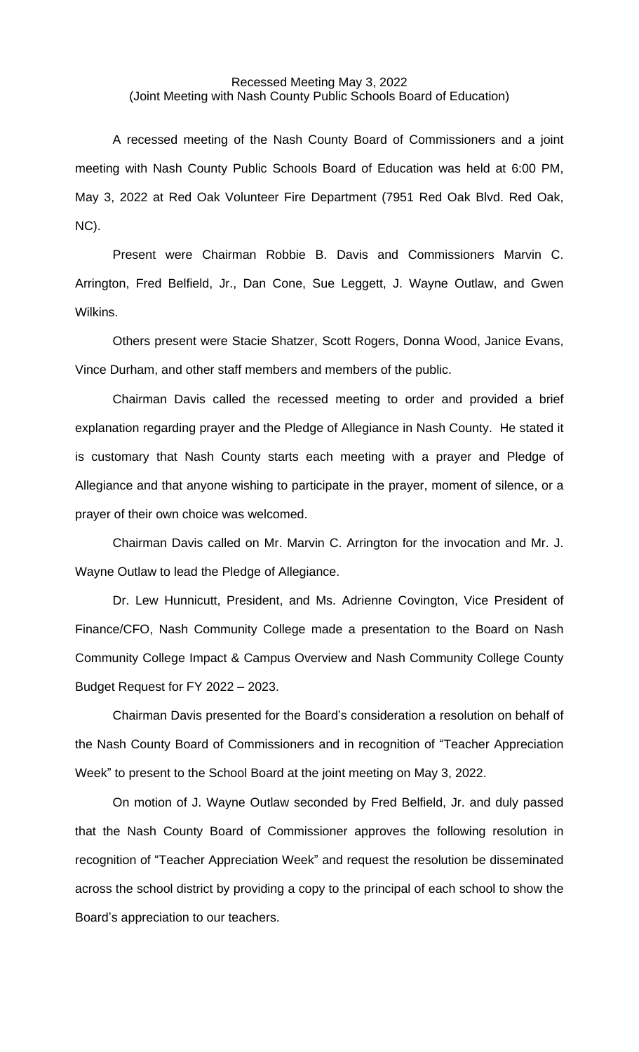Recessed Meeting May 3, 2022
(Joint Meeting with Nash County Public Schools Board of Education)

A recessed meeting of the Nash County Board of Commissioners and a joint meeting with Nash County Public Schools Board of Education was held at 6:00 PM, May 3, 2022 at Red Oak Volunteer Fire Department (7951 Red Oak Blvd. Red Oak, NC).

Present were Chairman Robbie B. Davis and Commissioners Marvin C. Arrington, Fred Belfield, Jr., Dan Cone, Sue Leggett, J. Wayne Outlaw, and Gwen Wilkins.

Others present were Stacie Shatzer, Scott Rogers, Donna Wood, Janice Evans, Vince Durham, and other staff members and members of the public.

Chairman Davis called the recessed meeting to order and provided a brief explanation regarding prayer and the Pledge of Allegiance in Nash County. He stated it is customary that Nash County starts each meeting with a prayer and Pledge of Allegiance and that anyone wishing to participate in the prayer, moment of silence, or a prayer of their own choice was welcomed.

Chairman Davis called on Mr. Marvin C. Arrington for the invocation and Mr. J. Wayne Outlaw to lead the Pledge of Allegiance.

Dr. Lew Hunnicutt, President, and Ms. Adrienne Covington, Vice President of Finance/CFO, Nash Community College made a presentation to the Board on Nash Community College Impact & Campus Overview and Nash Community College County Budget Request for FY 2022 – 2023.

Chairman Davis presented for the Board's consideration a resolution on behalf of the Nash County Board of Commissioners and in recognition of "Teacher Appreciation Week" to present to the School Board at the joint meeting on May 3, 2022.

On motion of J. Wayne Outlaw seconded by Fred Belfield, Jr. and duly passed that the Nash County Board of Commissioner approves the following resolution in recognition of "Teacher Appreciation Week" and request the resolution be disseminated across the school district by providing a copy to the principal of each school to show the Board's appreciation to our teachers.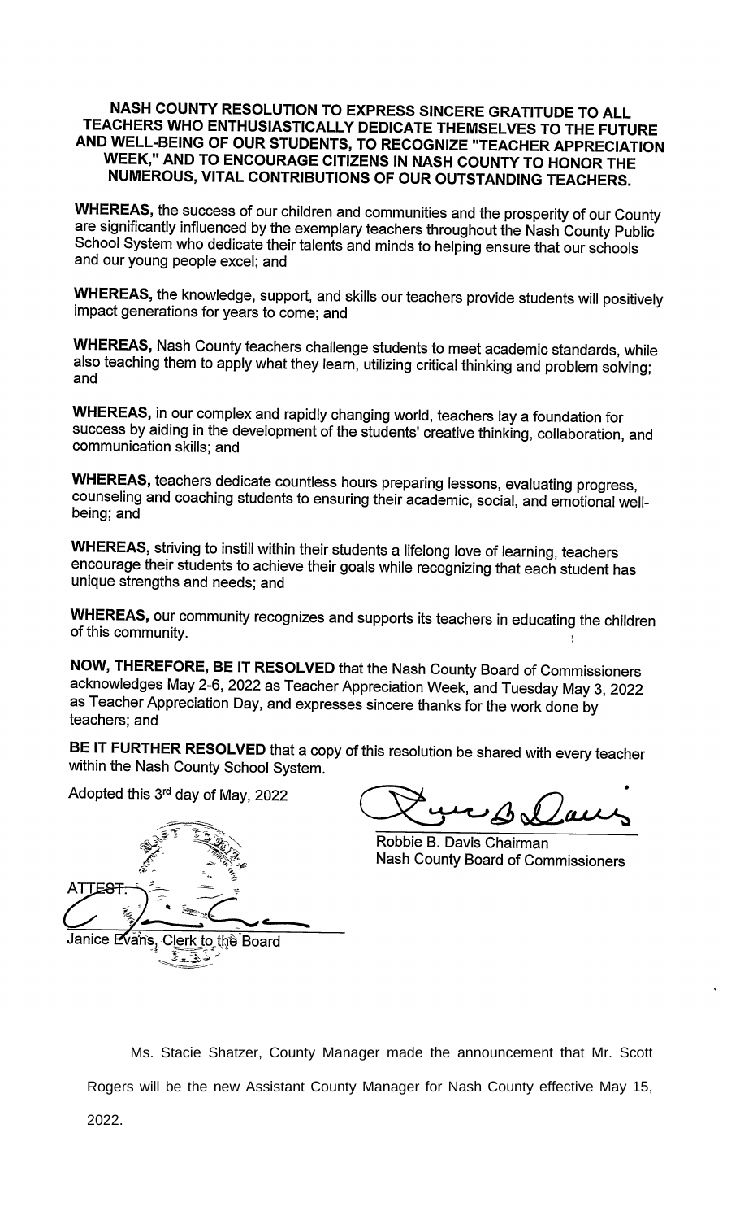**NASH COUNTY RESOLUTION TO EXPRESS SINCERE GRATITUDE TO ALL TEACHERS WHO ENTHUSIASTICALLY DEDICATE THEMSELVES TO THE FUTURE AND WELL-BEING OF OUR STUDENTS, TO RECOGNIZE "TEACHER APPRECIATION WEEK," AND TO ENCOURAGE CITIZENS IN NASH COUNTY TO HONOR THE NUMEROUS, VITAL CONTRIBUTIONS OF OUR OUTSTANDING TEACHERS.**

**WHEREAS,** the success of our children and communities and the prosperity of our County are significantly influenced by the exemplary teachers throughout the Nash County Public School System who dedicate their talents and minds to helping ensure that our schools and our young people excel; and

**WHEREAS,** the knowledge, support, and skills our teachers provide students will positively impact generations for years to come; and

**WHEREAS,** Nash County teachers challenge students to meet academic standards, while also teaching them to apply what they learn, utilizing critical thinking and problem solving; and

**WHEREAS,** in our complex and rapidly changing world, teachers lay a foundation for success by aiding in the development of the students' creative thinking, collaboration, and communication skills; and

**WHEREAS,** teachers dedicate countless hours preparing lessons, evaluating progress, counseling and coaching students to ensuring their academic, social, and emotional well-being; and

**WHEREAS,** striving to instill within their students a lifelong love of learning, teachers encourage their students to achieve their goals while recognizing that each student has unique strengths and needs; and

**WHEREAS,** our community recognizes and supports its teachers in educating the children of this community.

**NOW, THEREFORE, BE IT RESOLVED** that the Nash County Board of Commissioners acknowledges May 2-6, 2022 as Teacher Appreciation Week, and Tuesday May 3, 2022 as Teacher Appreciation Day, and expresses sincere thanks for the work done by teachers; and

**BE IT FURTHER RESOLVED** that a copy of this resolution be shared with every teacher within the Nash County School System.

Adopted this 3rd day of May, 2022

Robbie B. Davis Chairman
Nash County Board of Commissioners

ATTEST:

Janice Evans, Clerk to the Board

Ms. Stacie Shatzer, County Manager made the announcement that Mr. Scott Rogers will be the new Assistant County Manager for Nash County effective May 15, 2022.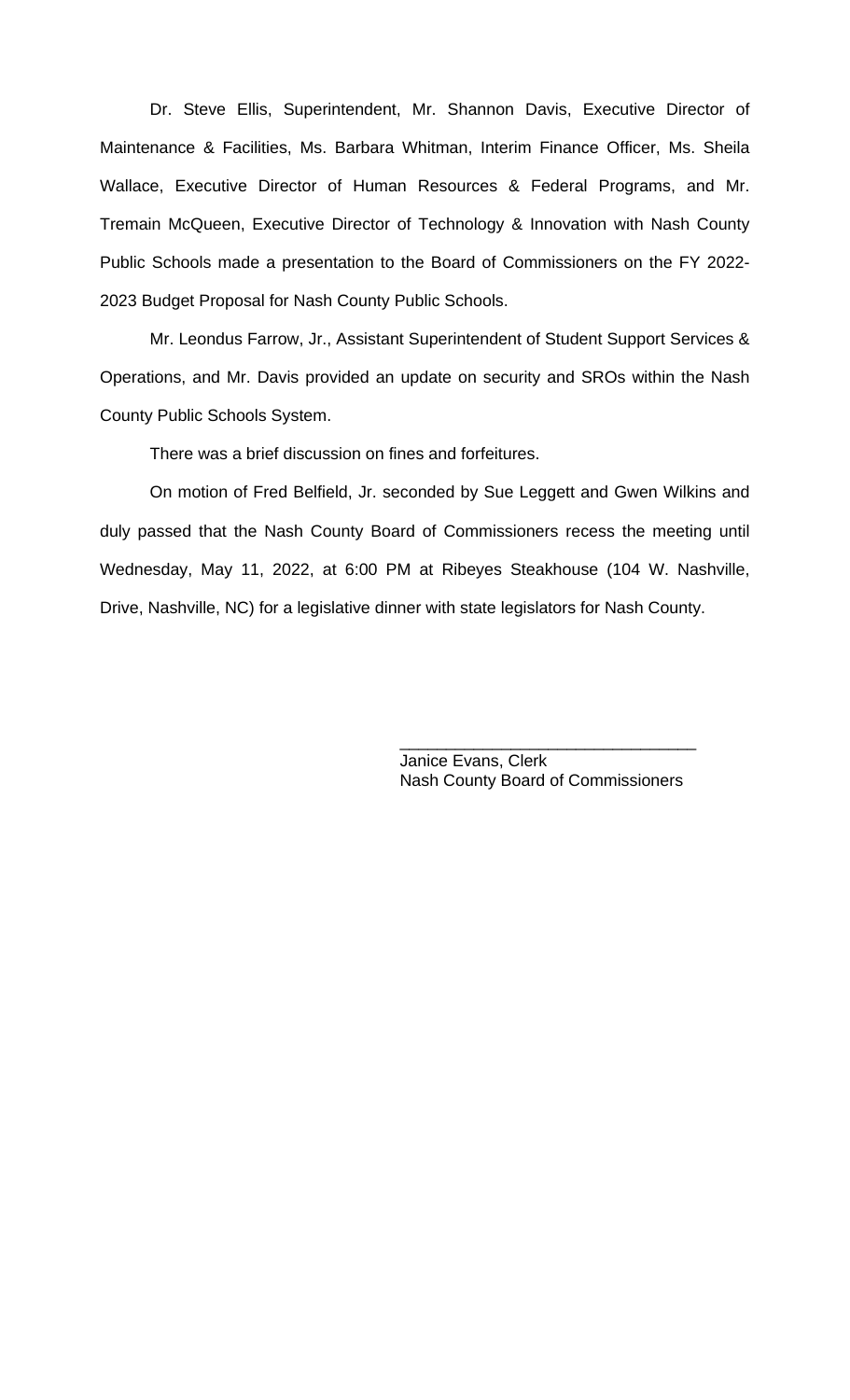Dr. Steve Ellis, Superintendent, Mr. Shannon Davis, Executive Director of Maintenance & Facilities, Ms. Barbara Whitman, Interim Finance Officer, Ms. Sheila Wallace, Executive Director of Human Resources & Federal Programs, and Mr. Tremain McQueen, Executive Director of Technology & Innovation with Nash County Public Schools made a presentation to the Board of Commissioners on the FY 2022-2023 Budget Proposal for Nash County Public Schools.

Mr. Leondus Farrow, Jr., Assistant Superintendent of Student Support Services & Operations, and Mr. Davis provided an update on security and SROs within the Nash County Public Schools System.

There was a brief discussion on fines and forfeitures.

On motion of Fred Belfield, Jr. seconded by Sue Leggett and Gwen Wilkins and duly passed that the Nash County Board of Commissioners recess the meeting until Wednesday, May 11, 2022, at 6:00 PM at Ribeyes Steakhouse (104 W. Nashville, Drive, Nashville, NC) for a legislative dinner with state legislators for Nash County.

\_\_\_\_\_\_\_\_\_\_\_\_\_\_\_\_\_\_\_\_\_\_\_\_\_\_\_\_\_\_\_\_

Janice Evans, Clerk
Nash County Board of Commissioners